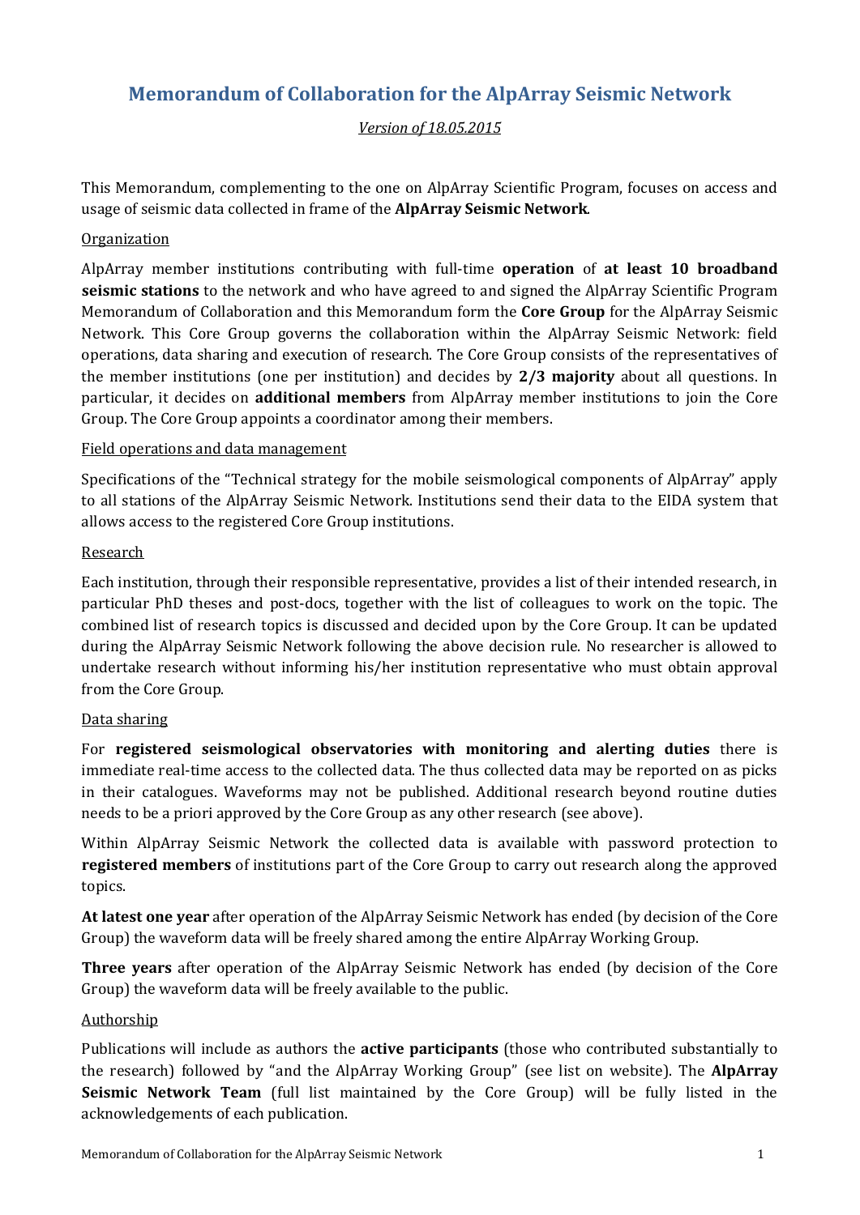# Memorandum of Collaboration for the AlpArray Seismic Network

*Version of 18.05.2015*

This Memorandum, complementing to the one on AlpArray Scientific Program, focuses on access and usage of seismic data collected in frame of the **AlpArray Seismic Network**.

## Organization

AlpArray member institutions contributing with full-time **operation** of **at least 10 broadband seismic stations** to the network and who have agreed to and signed the AlpArray Scientific Program Memorandum of Collaboration and this Memorandum form the **Core Group** for the AlpArray Seismic Network. This Core Group governs the collaboration within the AlpArray Seismic Network: field operations, data sharing and execution of research. The Core Group consists of the representatives of the member institutions (one per institution) and decides by **2/3 majority** about all questions. In particular, it decides on **additional members** from AlpArray member institutions to join the Core Group. The Core Group appoints a coordinator among their members.

## Field operations and data management

Specifications of the "Technical strategy for the mobile seismological components of AlpArray" apply to all stations of the AlpArray Seismic Network. Institutions send their data to the EIDA system that allows access to the registered Core Group institutions.

## Research

Each institution, through their responsible representative, provides a list of their intended research, in particular PhD theses and post-docs, together with the list of colleagues to work on the topic. The combined list of research topics is discussed and decided upon by the Core Group. It can be updated during the AlpArray Seismic Network following the above decision rule. No researcher is allowed to undertake research without informing his/her institution representative who must obtain approval from the Core Group.

## Data sharing

For **registered seismological observatories with monitoring and alerting duties** there is immediate real-time access to the collected data. The thus collected data may be reported on as picks in their catalogues. Waveforms may not be published. Additional research beyond routine duties needs to be a priori approved by the Core Group as any other research (see above).

Within AlpArray Seismic Network the collected data is available with password protection to **registered members** of institutions part of the Core Group to carry out research along the approved topics.

**At latest one year** after operation of the AlpArray Seismic Network has ended (by decision of the Core Group) the waveform data will be freely shared among the entire AlpArray Working Group.

**Three years** after operation of the AlpArray Seismic Network has ended (by decision of the Core Group) the waveform data will be freely available to the public.

## Authorship

Publications will include as authors the **active participants** (those who contributed substantially to the research) followed by "and the AlpArray Working Group" (see list on website). The **AlpArray Seismic Network Team** (full list maintained by the Core Group) will be fully listed in the acknowledgements of each publication.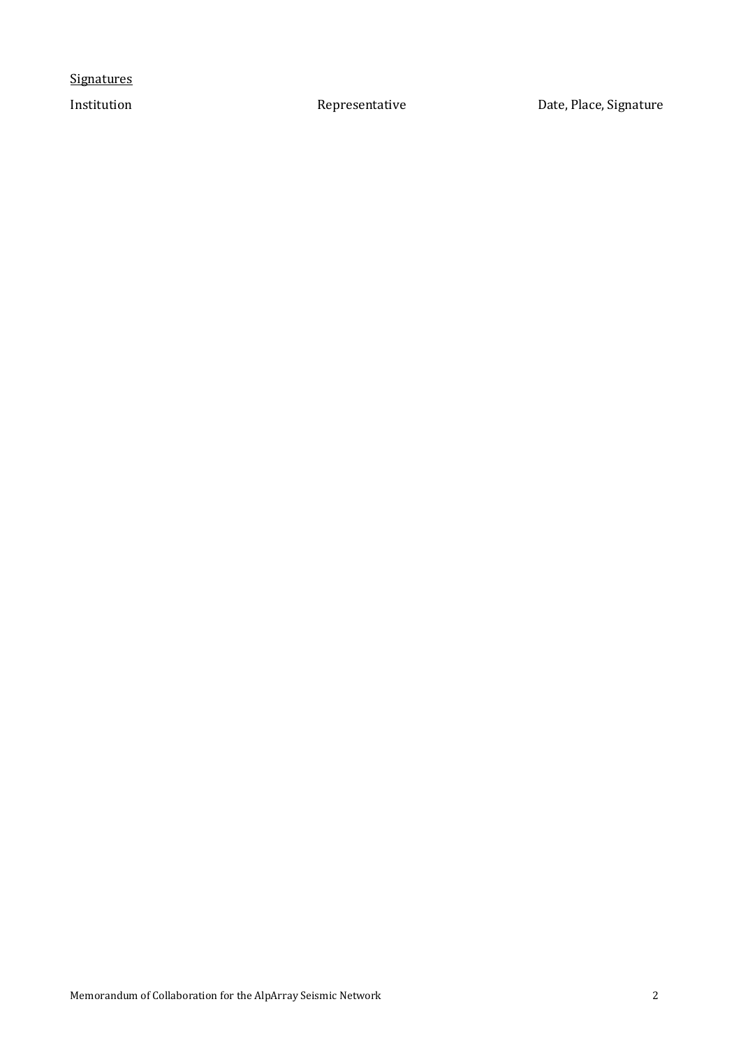<u>Signatures</u>

| Institution | Representative | Date, Place, Signature |
|---|---|---|